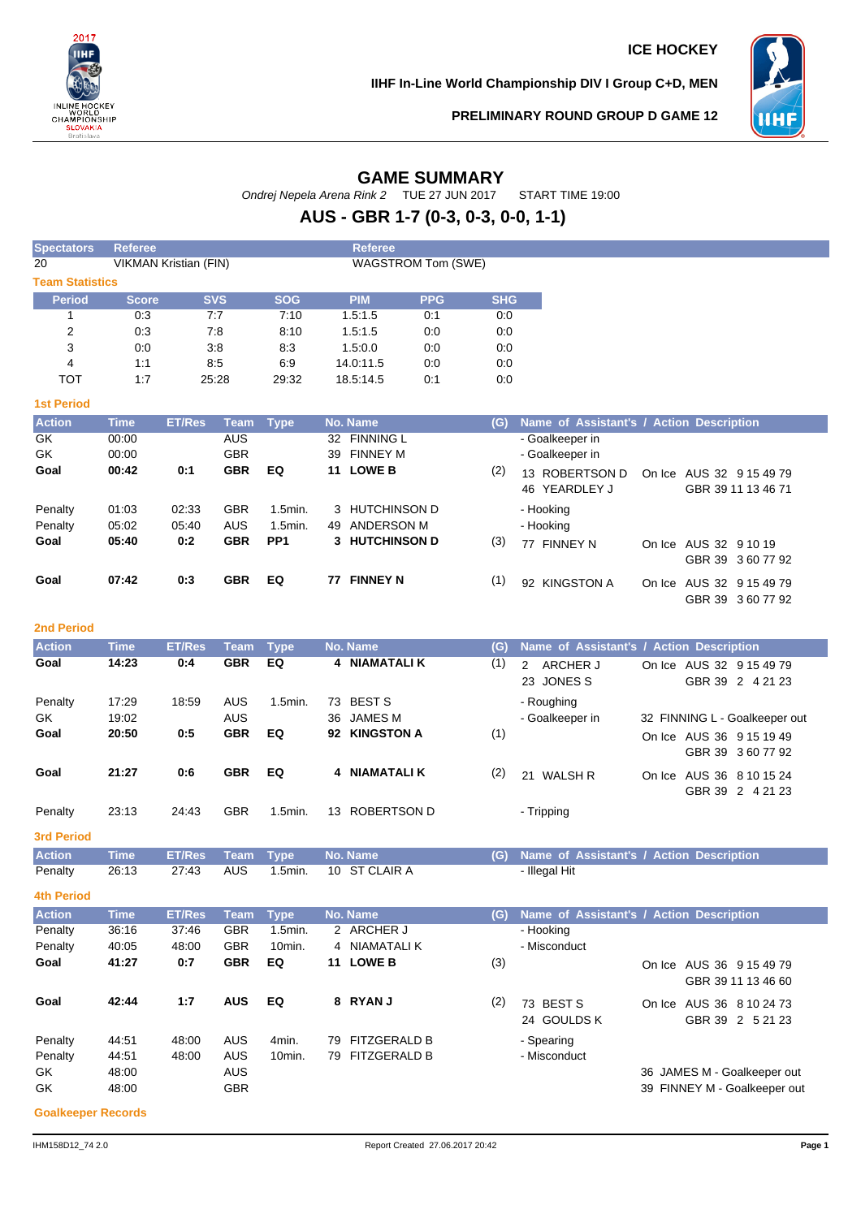ICE HOCKEY

IIHF In-Line World Championship DIV I Group C+D, MEN

PRELIMINARY ROUND GROUP D GAME 12

# GAME SUMMARY

*Ondrej Nepela Arena Rink 2* TUE 27 JUN 2017 START TIME 19:00

## AUS - GBR 1-7 (0-3, 0-3, 0-0, 1-1)

| Spectators | Referee | Referee |
|---|---|---|
| 20 | VIKMAN Kristian (FIN) | WAGSTROM Tom (SWE) |

**Team Statistics**

| Period | Score | SVS | SOG | PIM | PPG | SHG |
|---|---|---|---|---|---|---|
| 1 | 0:3 | 7:7 | 7:10 | 1.5:1.5 | 0:1 | 0:0 |
| 2 | 0:3 | 7:8 | 8:10 | 1.5:1.5 | 0:0 | 0:0 |
| 3 | 0:0 | 3:8 | 8:3 | 1.5:0.0 | 0:0 | 0:0 |
| 4 | 1:1 | 8:5 | 6:9 | 14.0:11.5 | 0:0 | 0:0 |
| TOT | 1:7 | 25:28 | 29:32 | 18.5:14.5 | 0:1 | 0:0 |

**1st Period**

| Action | Time | ET/Res | Team | Type | No. Name | (G) | Name of Assistant's / Action Description | |
|---|---|---|---|---|---|---|---|---|
| GK | 00:00 | | AUS | | 32 FINNING L | | - Goalkeeper in | |
| GK | 00:00 | | GBR | | 39 FINNEY M | | - Goalkeeper in | |
| **Goal** | **00:42** | **0:1** | **GBR** | **EQ** | **11 LOWE B** | (2) | 13 ROBERTSON D<br>46 YEARDLEY J | On Ice AUS 32 9 15 49 79<br>GBR 39 11 13 46 71 |
| Penalty | 01:03 | 02:33 | GBR | 1.5min. | 3 HUTCHINSON D | | - Hooking | |
| Penalty | 05:02 | 05:40 | AUS | 1.5min. | 49 ANDERSON M | | - Hooking | |
| **Goal** | **05:40** | **0:2** | **GBR** | **PP1** | **3 HUTCHINSON D** | (3) | 77 FINNEY N | On Ice AUS 32 9 10 19<br>GBR 39 3 60 77 92 |
| **Goal** | **07:42** | **0:3** | **GBR** | **EQ** | **77 FINNEY N** | (1) | 92 KINGSTON A | On Ice AUS 32 9 15 49 79<br>GBR 39 3 60 77 92 |

**2nd Period**

| Action | Time | ET/Res | Team | Type | No. Name | (G) | Name of Assistant's / Action Description | |
|---|---|---|---|---|---|---|---|---|
| **Goal** | **14:23** | **0:4** | **GBR** | **EQ** | **4 NIAMATALI K** | (1) | 2 ARCHER J<br>23 JONES S | On Ice AUS 32 9 15 49 79<br>GBR 39 2 4 21 23 |
| Penalty | 17:29 | 18:59 | AUS | 1.5min. | 73 BEST S | | - Roughing | |
| GK | 19:02 | | AUS | | 36 JAMES M | | - Goalkeeper in | 32 FINNING L - Goalkeeper out |
| **Goal** | **20:50** | **0:5** | **GBR** | **EQ** | **92 KINGSTON A** | (1) | | On Ice AUS 36 9 15 19 49<br>GBR 39 3 60 77 92 |
| **Goal** | **21:27** | **0:6** | **GBR** | **EQ** | **4 NIAMATALI K** | (2) | 21 WALSH R | On Ice AUS 36 8 10 15 24<br>GBR 39 2 4 21 23 |
| Penalty | 23:13 | 24:43 | GBR | 1.5min. | 13 ROBERTSON D | | - Tripping | |

**3rd Period**

| Action | Time | ET/Res | Team | Type | No. Name | (G) | Name of Assistant's / Action Description | |
|---|---|---|---|---|---|---|---|---|
| Penalty | 26:13 | 27:43 | AUS | 1.5min. | 10 ST CLAIR A | | - Illegal Hit | |

**4th Period**

| Action | Time | ET/Res | Team | Type | No. Name | (G) | Name of Assistant's / Action Description | |
|---|---|---|---|---|---|---|---|---|
| Penalty | 36:16 | 37:46 | GBR | 1.5min. | 2 ARCHER J | | - Hooking | |
| Penalty | 40:05 | 48:00 | GBR | 10min. | 4 NIAMATALI K | | - Misconduct | |
| **Goal** | **41:27** | **0:7** | **GBR** | **EQ** | **11 LOWE B** | (3) | | On Ice AUS 36 9 15 49 79<br>GBR 39 11 13 46 60 |
| **Goal** | **42:44** | **1:7** | **AUS** | **EQ** | **8 RYAN J** | (2) | 73 BEST S<br>24 GOULDS K | On Ice AUS 36 8 10 24 73<br>GBR 39 2 5 21 23 |
| Penalty | 44:51 | 48:00 | AUS | 4min. | 79 FITZGERALD B | | - Spearing | |
| Penalty | 44:51 | 48:00 | AUS | 10min. | 79 FITZGERALD B | | - Misconduct | |
| GK | 48:00 | | AUS | | | | | 36 JAMES M - Goalkeeper out |
| GK | 48:00 | | GBR | | | | | 39 FINNEY M - Goalkeeper out |

**Goalkeeper Records**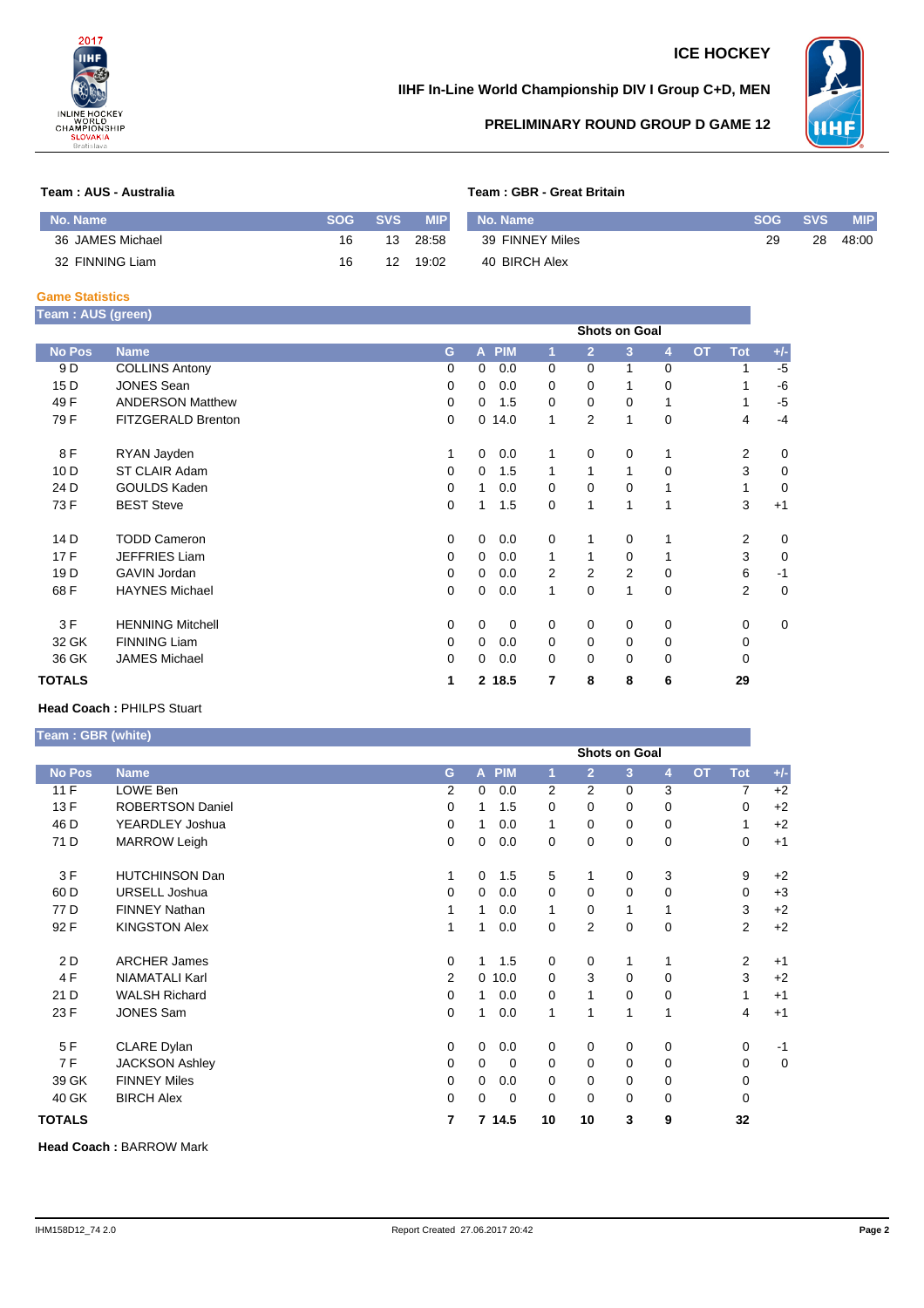# ICE HOCKEY

## IIHF In-Line World Championship DIV I Group C+D, MEN

### PRELIMINARY ROUND GROUP D GAME 12

**Team : AUS - Australia**

| No. Name | SOG | SVS | MIP |
|---|---|---|---|
| 36 JAMES Michael | 16 | 13 | 28:58 |
| 32 FINNING Liam | 16 | 12 | 19:02 |

**Team : GBR - Great Britain**

| No. Name | SOG | SVS | MIP |
|---|---|---|---|
| 39 FINNEY Miles | 29 | 28 | 48:00 |
| 40 BIRCH Alex | | | |

**Game Statistics**

**Team : AUS (green)**

| | | | | | Shots on Goal | | | | | | |
|---|---|---|---|---|---|---|---|---|---|---|---|
| No Pos | Name | G | A | PIM | 1 | 2 | 3 | 4 | OT | Tot | +/- |
| 9 D | COLLINS Antony | 0 | 0 | 0.0 | 0 | 0 | 1 | 0 | | 1 | -5 |
| 15 D | JONES Sean | 0 | 0 | 0.0 | 0 | 0 | 1 | 0 | | 1 | -6 |
| 49 F | ANDERSON Matthew | 0 | 0 | 1.5 | 0 | 0 | 0 | 1 | | 1 | -5 |
| 79 F | FITZGERALD Brenton | 0 | 0 | 14.0 | 1 | 2 | 1 | 0 | | 4 | -4 |
| 8 F | RYAN Jayden | 1 | 0 | 0.0 | 1 | 0 | 0 | 1 | | 2 | 0 |
| 10 D | ST CLAIR Adam | 0 | 0 | 1.5 | 1 | 1 | 1 | 0 | | 3 | 0 |
| 24 D | GOULDS Kaden | 0 | 1 | 0.0 | 0 | 0 | 0 | 1 | | 1 | 0 |
| 73 F | BEST Steve | 0 | 1 | 1.5 | 0 | 1 | 1 | 1 | | 3 | +1 |
| 14 D | TODD Cameron | 0 | 0 | 0.0 | 0 | 1 | 0 | 1 | | 2 | 0 |
| 17 F | JEFFRIES Liam | 0 | 0 | 0.0 | 1 | 1 | 0 | 1 | | 3 | 0 |
| 19 D | GAVIN Jordan | 0 | 0 | 0.0 | 2 | 2 | 2 | 0 | | 6 | -1 |
| 68 F | HAYNES Michael | 0 | 0 | 0.0 | 1 | 0 | 1 | 0 | | 2 | 0 |
| 3 F | HENNING Mitchell | 0 | 0 | 0 | 0 | 0 | 0 | 0 | | 0 | 0 |
| 32 GK | FINNING Liam | 0 | 0 | 0.0 | 0 | 0 | 0 | 0 | | 0 | |
| 36 GK | JAMES Michael | 0 | 0 | 0.0 | 0 | 0 | 0 | 0 | | 0 | |
| **TOTALS** | | **1** | **2** | **18.5** | **7** | **8** | **8** | **6** | | **29** | |

**Head Coach :** PHILPS Stuart

**Team : GBR (white)**

| | | | | | Shots on Goal | | | | | | |
|---|---|---|---|---|---|---|---|---|---|---|---|
| No Pos | Name | G | A | PIM | 1 | 2 | 3 | 4 | OT | Tot | +/- |
| 11 F | LOWE Ben | 2 | 0 | 0.0 | 2 | 2 | 0 | 3 | | 7 | +2 |
| 13 F | ROBERTSON Daniel | 0 | 1 | 1.5 | 0 | 0 | 0 | 0 | | 0 | +2 |
| 46 D | YEARDLEY Joshua | 0 | 1 | 0.0 | 1 | 0 | 0 | 0 | | 1 | +2 |
| 71 D | MARROW Leigh | 0 | 0 | 0.0 | 0 | 0 | 0 | 0 | | 0 | +1 |
| 3 F | HUTCHINSON Dan | 1 | 0 | 1.5 | 5 | 1 | 0 | 3 | | 9 | +2 |
| 60 D | URSELL Joshua | 0 | 0 | 0.0 | 0 | 0 | 0 | 0 | | 0 | +3 |
| 77 D | FINNEY Nathan | 1 | 1 | 0.0 | 1 | 0 | 1 | 1 | | 3 | +2 |
| 92 F | KINGSTON Alex | 1 | 1 | 0.0 | 0 | 2 | 0 | 0 | | 2 | +2 |
| 2 D | ARCHER James | 0 | 1 | 1.5 | 0 | 0 | 1 | 1 | | 2 | +1 |
| 4 F | NIAMATALI Karl | 2 | 0 | 10.0 | 0 | 3 | 0 | 0 | | 3 | +2 |
| 21 D | WALSH Richard | 0 | 1 | 0.0 | 0 | 1 | 0 | 0 | | 1 | +1 |
| 23 F | JONES Sam | 0 | 1 | 0.0 | 1 | 1 | 1 | 1 | | 4 | +1 |
| 5 F | CLARE Dylan | 0 | 0 | 0.0 | 0 | 0 | 0 | 0 | | 0 | -1 |
| 7 F | JACKSON Ashley | 0 | 0 | 0 | 0 | 0 | 0 | 0 | | 0 | 0 |
| 39 GK | FINNEY Miles | 0 | 0 | 0.0 | 0 | 0 | 0 | 0 | | 0 | |
| 40 GK | BIRCH Alex | 0 | 0 | 0 | 0 | 0 | 0 | 0 | | 0 | |
| **TOTALS** | | **7** | **7** | **14.5** | **10** | **10** | **3** | **9** | | **32** | |

**Head Coach :** BARROW Mark

IHM158D12_74 2.0 Report Created 27.06.2017 20:42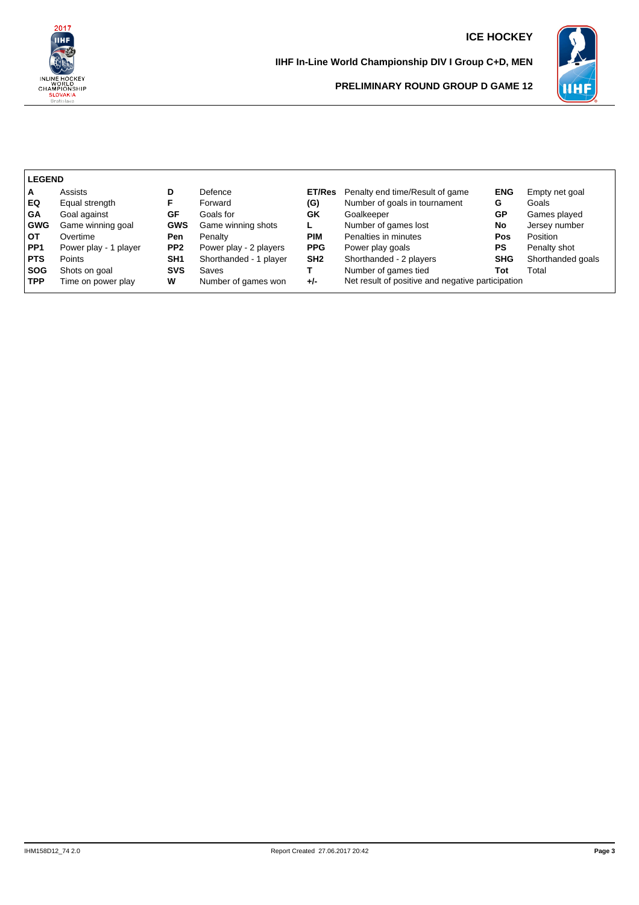# ICE HOCKEY

## IIHF In-Line World Championship DIV I Group C+D, MEN

### PRELIMINARY ROUND GROUP D GAME 12

**LEGEND**

| | | | | | | | |
|---|---|---|---|---|---|---|---|
| **A** | Assists | **D** | Defence | **ET/Res** | Penalty end time/Result of game | **ENG** | Empty net goal |
| **EQ** | Equal strength | **F** | Forward | **(G)** | Number of goals in tournament | **G** | Goals |
| **GA** | Goal against | **GF** | Goals for | **GK** | Goalkeeper | **GP** | Games played |
| **GWG** | Game winning goal | **GWS** | Game winning shots | **L** | Number of games lost | **No** | Jersey number |
| **OT** | Overtime | **Pen** | Penalty | **PIM** | Penalties in minutes | **Pos** | Position |
| **PP1** | Power play - 1 player | **PP2** | Power play - 2 players | **PPG** | Power play goals | **PS** | Penalty shot |
| **PTS** | Points | **SH1** | Shorthanded - 1 player | **SH2** | Shorthanded - 2 players | **SHG** | Shorthanded goals |
| **SOG** | Shots on goal | **SVS** | Saves | **T** | Number of games tied | **Tot** | Total |
| **TPP** | Time on power play | **W** | Number of games won | **+/-** | Net result of positive and negative participation | | |

IHM158D12_74 2.0 Report Created 27.06.2017 20:42